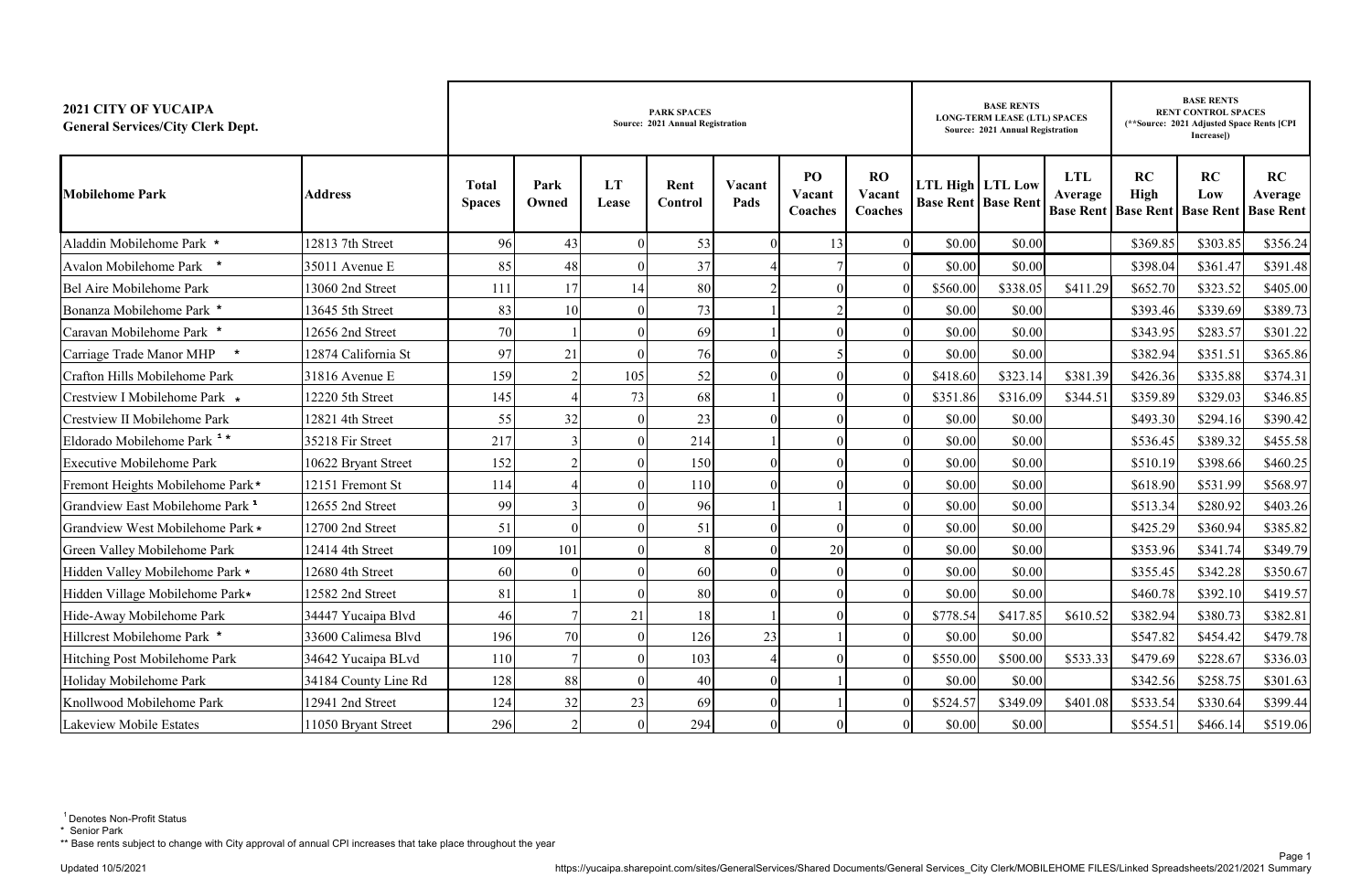**2021 CITY OF YUCAIPA**
**General Services/City Clerk Dept.**

| Mobilehome Park | Address | PARK SPACES Source: 2021 Annual Registration | | | | | | | BASE RENTS LONG-TERM LEASE (LTL) SPACES Source: 2021 Annual Registration | | | BASE RENTS RENT CONTROL SPACES (**Source: 2021 Adjusted Space Rents [CPI Increase]) | | |
|---|---|---|---|---|---|---|---|---|---|---|---|---|---|---|
| | | Total Spaces | Park Owned | LT Lease | Rent Control | Vacant Pads | PO Vacant Coaches | RO Vacant Coaches | LTL High Base Rent | LTL Low Base Rent | LTL Average Base Rent | RC High Base Rent | RC Low Base Rent | RC Average Base Rent |
| Aladdin Mobilehome Park * | 12813 7th Street | 96 | 43 | 0 | 53 | 0 | 13 | 0 | $0.00 | $0.00 | | $369.85 | $303.85 | $356.24 |
| Avalon Mobilehome Park * | 35011 Avenue E | 85 | 48 | 0 | 37 | 4 | 7 | 0 | $0.00 | $0.00 | | $398.04 | $361.47 | $391.48 |
| Bel Aire Mobilehome Park | 13060 2nd Street | 111 | 17 | 14 | 80 | 2 | 0 | 0 | $560.00 | $338.05 | $411.29 | $652.70 | $323.52 | $405.00 |
| Bonanza Mobilehome Park * | 13645 5th Street | 83 | 10 | 0 | 73 | 1 | 2 | 0 | $0.00 | $0.00 | | $393.46 | $339.69 | $389.73 |
| Caravan Mobilehome Park * | 12656 2nd Street | 70 | 1 | 0 | 69 | 1 | 0 | 0 | $0.00 | $0.00 | | $343.95 | $283.57 | $301.22 |
| Carriage Trade Manor MHP * | 12874 California St | 97 | 21 | 0 | 76 | 0 | 5 | 0 | $0.00 | $0.00 | | $382.94 | $351.51 | $365.86 |
| Crafton Hills Mobilehome Park | 31816 Avenue E | 159 | 2 | 105 | 52 | 0 | 0 | 0 | $418.60 | $323.14 | $381.39 | $426.36 | $335.88 | $374.31 |
| Crestview I Mobilehome Park * | 12220 5th Street | 145 | 4 | 73 | 68 | 1 | 0 | 0 | $351.86 | $316.09 | $344.51 | $359.89 | $329.03 | $346.85 |
| Crestview II Mobilehome Park | 12821 4th Street | 55 | 32 | 0 | 23 | 0 | 0 | 0 | $0.00 | $0.00 | | $493.30 | $294.16 | $390.42 |
| Eldorado Mobilehome Park [1] * | 35218 Fir Street | 217 | 3 | 0 | 214 | 1 | 0 | 0 | $0.00 | $0.00 | | $536.45 | $389.32 | $455.58 |
| Executive Mobilehome Park | 10622 Bryant Street | 152 | 2 | 0 | 150 | 0 | 0 | 0 | $0.00 | $0.00 | | $510.19 | $398.66 | $460.25 |
| Fremont Heights Mobilehome Park * | 12151 Fremont St | 114 | 4 | 0 | 110 | 0 | 0 | 0 | $0.00 | $0.00 | | $618.90 | $531.99 | $568.97 |
| Grandview East Mobilehome Park [1] | 12655 2nd Street | 99 | 3 | 0 | 96 | 1 | 1 | 0 | $0.00 | $0.00 | | $513.34 | $280.92 | $403.26 |
| Grandview West Mobilehome Park * | 12700 2nd Street | 51 | 0 | 0 | 51 | 0 | 0 | 0 | $0.00 | $0.00 | | $425.29 | $360.94 | $385.82 |
| Green Valley Mobilehome Park | 12414 4th Street | 109 | 101 | 0 | 8 | 0 | 20 | 0 | $0.00 | $0.00 | | $353.96 | $341.74 | $349.79 |
| Hidden Valley Mobilehome Park * | 12680 4th Street | 60 | 0 | 0 | 60 | 0 | 0 | 0 | $0.00 | $0.00 | | $355.45 | $342.28 | $350.67 |
| Hidden Village Mobilehome Park * | 12582 2nd Street | 81 | 1 | 0 | 80 | 0 | 0 | 0 | $0.00 | $0.00 | | $460.78 | $392.10 | $419.57 |
| Hide-Away Mobilehome Park | 34447 Yucaipa Blvd | 46 | 7 | 21 | 18 | 1 | 0 | 0 | $778.54 | $417.85 | $610.52 | $382.94 | $380.73 | $382.81 |
| Hillcrest Mobilehome Park * | 33600 Calimesa Blvd | 196 | 70 | 0 | 126 | 23 | 1 | 0 | $0.00 | $0.00 | | $547.82 | $454.42 | $479.78 |
| Hitching Post Mobilehome Park | 34642 Yucaipa BLvd | 110 | 7 | 0 | 103 | 4 | 0 | 0 | $550.00 | $500.00 | $533.33 | $479.69 | $228.67 | $336.03 |
| Holiday Mobilehome Park | 34184 County Line Rd | 128 | 88 | 0 | 40 | 0 | 1 | 0 | $0.00 | $0.00 | | $342.56 | $258.75 | $301.63 |
| Knollwood Mobilehome Park | 12941 2nd Street | 124 | 32 | 23 | 69 | 0 | 1 | 0 | $524.57 | $349.09 | $401.08 | $533.54 | $330.64 | $399.44 |
| Lakeview Mobile Estates | 11050 Bryant Street | 296 | 2 | 0 | 294 | 0 | 0 | 0 | $0.00 | $0.00 | | $554.51 | $466.14 | $519.06 |

[1] Denotes Non-Profit Status
* Senior Park
** Base rents subject to change with City approval of annual CPI increases that take place throughout the year

Updated 10/5/2021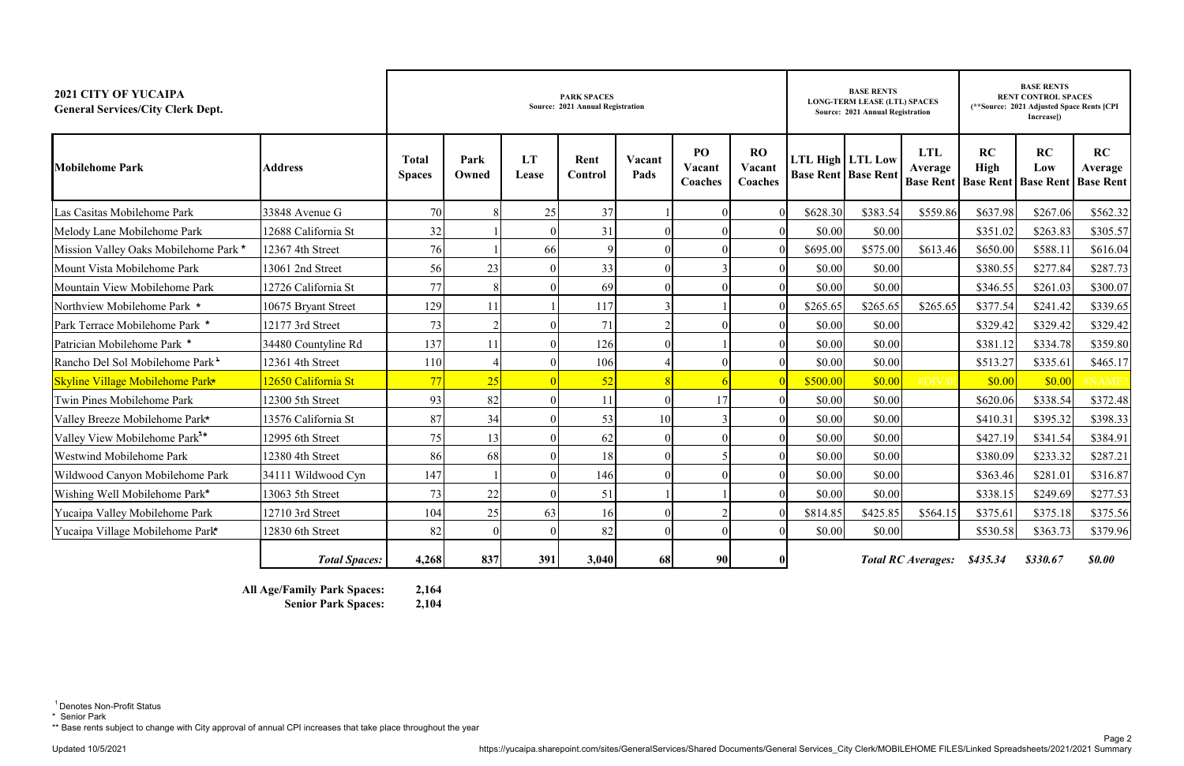| **2021 CITY OF YUCAIPA** **General Services/City Clerk Dept.** | | **PARK SPACES** Source: 2021 Annual Registration | | | | | | | **BASE RENTS LONG-TERM LEASE (LTL) SPACES** Source: 2021 Annual Registration | | | **BASE RENTS RENT CONTROL SPACES** (**Source: 2021 Adjusted Space Rents [CPI Increase]) | | |
|---|---|---|---|---|---|---|---|---|---|---|---|---|---|---|
| **Mobilehome Park** | **Address** | **Total Spaces** | **Park Owned** | **LT Lease** | **Rent Control** | **Vacant Pads** | **PO Vacant Coaches** | **RO Vacant Coaches** | **LTL High Base Rent** | **LTL Low Base Rent** | **LTL Average Base Rent** | **RC High Base Rent** | **RC Low Base Rent** | **RC Average Base Rent** |
| Las Casitas Mobilehome Park | 33848 Avenue G | 70 | 8 | 25 | 37 | 1 | 0 | 0 | $628.30 | $383.54 | $559.86 | $637.98 | $267.06 | $562.32 |
| Melody Lane Mobilehome Park | 12688 California St | 32 | 1 | 0 | 31 | 0 | 0 | 0 | $0.00 | $0.00 | | $351.02 | $263.83 | $305.57 |
| Mission Valley Oaks Mobilehome Park * | 12367 4th Street | 76 | 1 | 66 | 9 | 0 | 0 | 0 | $695.00 | $575.00 | $613.46 | $650.00 | $588.11 | $616.04 |
| Mount Vista Mobilehome Park | 13061 2nd Street | 56 | 23 | 0 | 33 | 0 | 3 | 0 | $0.00 | $0.00 | | $380.55 | $277.84 | $287.73 |
| Mountain View Mobilehome Park | 12726 California St | 77 | 8 | 0 | 69 | 0 | 0 | 0 | $0.00 | $0.00 | | $346.55 | $261.03 | $300.07 |
| Northview Mobilehome Park * | 10675 Bryant Street | 129 | 11 | 1 | 117 | 3 | 1 | 0 | $265.65 | $265.65 | $265.65 | $377.54 | $241.42 | $339.65 |
| Park Terrace Mobilehome Park * | 12177 3rd Street | 73 | 2 | 0 | 71 | 2 | 0 | 0 | $0.00 | $0.00 | | $329.42 | $329.42 | $329.42 |
| Patrician Mobilehome Park * | 34480 Countyline Rd | 137 | 11 | 0 | 126 | 0 | 1 | 0 | $0.00 | $0.00 | | $381.12 | $334.78 | $359.80 |
| Rancho Del Sol Mobilehome Park[1] | 12361 4th Street | 110 | 4 | 0 | 106 | 4 | 0 | 0 | $0.00 | $0.00 | | $513.27 | $335.61 | $465.17 |
| Skyline Village Mobilehome Park* | 12650 California St | 77 | 25 | 0 | 52 | 8 | 6 | 0 | $500.00 | $0.00 | #DIV/0! | $0.00 | $0.00 | #NAME? |
| Twin Pines Mobilehome Park | 12300 5th Street | 93 | 82 | 0 | 11 | 0 | 17 | 0 | $0.00 | $0.00 | | $620.06 | $338.54 | $372.48 |
| Valley Breeze Mobilehome Park* | 13576 California St | 87 | 34 | 0 | 53 | 10 | 3 | 0 | $0.00 | $0.00 | | $410.31 | $395.32 | $398.33 |
| Valley View Mobilehome Park[1]* | 12995 6th Street | 75 | 13 | 0 | 62 | 0 | 0 | 0 | $0.00 | $0.00 | | $427.19 | $341.54 | $384.91 |
| Westwind Mobilehome Park | 12380 4th Street | 86 | 68 | 0 | 18 | 0 | 5 | 0 | $0.00 | $0.00 | | $380.09 | $233.32 | $287.21 |
| Wildwood Canyon Mobilehome Park | 34111 Wildwood Cyn | 147 | 1 | 0 | 146 | 0 | 0 | 0 | $0.00 | $0.00 | | $363.46 | $281.01 | $316.87 |
| Wishing Well Mobilehome Park* | 13063 5th Street | 73 | 22 | 0 | 51 | 1 | 1 | 0 | $0.00 | $0.00 | | $338.15 | $249.69 | $277.53 |
| Yucaipa Valley Mobilehome Park | 12710 3rd Street | 104 | 25 | 63 | 16 | 0 | 2 | 0 | $814.85 | $425.85 | $564.15 | $375.61 | $375.18 | $375.56 |
| Yucaipa Village Mobilehome Park* | 12830 6th Street | 82 | 0 | 0 | 82 | 0 | 0 | 0 | $0.00 | $0.00 | | $530.58 | $363.73 | $379.96 |
| | ***Total Spaces:*** | **4,268** | **837** | **391** | **3,040** | **68** | **90** | **0** | | | ***Total RC Averages:*** | ***$435.34*** | ***$330.67*** | ***$0.00*** |

**All Age/Family Park Spaces:** **2,164**

**Senior Park Spaces:** **2,104**

[1] Denotes Non-Profit Status

\* Senior Park

** Base rents subject to change with City approval of annual CPI increases that take place throughout the year

Updated 10/5/2021

https://yucaipa.sharepoint.com/sites/GeneralServices/Shared Documents/General Services_City Clerk/MOBILEHOME FILES/Linked Spreadsheets/2021/2021 Summary